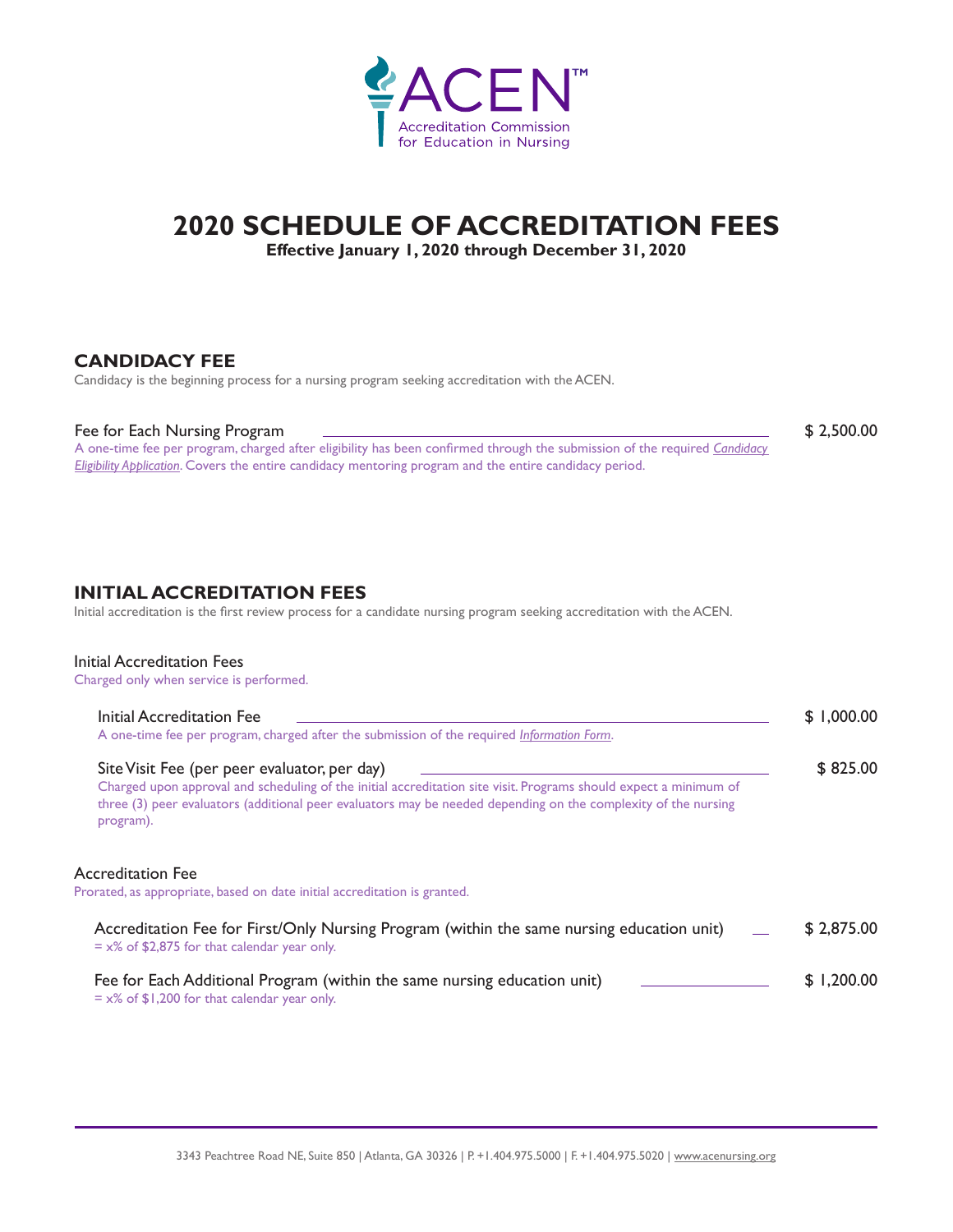ACEN™

Accreditation Commission for Education in Nursing

# 2020 SCHEDULE OF ACCREDITATION FEES

**Effective January 1, 2020 through December 31, 2020**

## CANDIDACY FEE

Candidacy is the beginning process for a nursing program seeking accreditation with the ACEN.

Fee for Each Nursing Program — $ 2,500.00

A one-time fee per program, charged after eligibility has been confirmed through the submission of the required *Candidacy Eligibility Application*. Covers the entire candidacy mentoring program and the entire candidacy period.

## INITIAL ACCREDITATION FEES

Initial accreditation is the first review process for a candidate nursing program seeking accreditation with the ACEN.

### Initial Accreditation Fees

Charged only when service is performed.

Initial Accreditation Fee — $ 1,000.00

A one-time fee per program, charged after the submission of the required *Information Form*.

Site Visit Fee (per peer evaluator, per day) — $ 825.00

Charged upon approval and scheduling of the initial accreditation site visit. Programs should expect a minimum of three (3) peer evaluators (additional peer evaluators may be needed depending on the complexity of the nursing program).

### Accreditation Fee

Prorated, as appropriate, based on date initial accreditation is granted.

Accreditation Fee for First/Only Nursing Program (within the same nursing education unit) — $ 2,875.00

= x% of $2,875 for that calendar year only.

Fee for Each Additional Program (within the same nursing education unit) — $ 1,200.00

= x% of $1,200 for that calendar year only.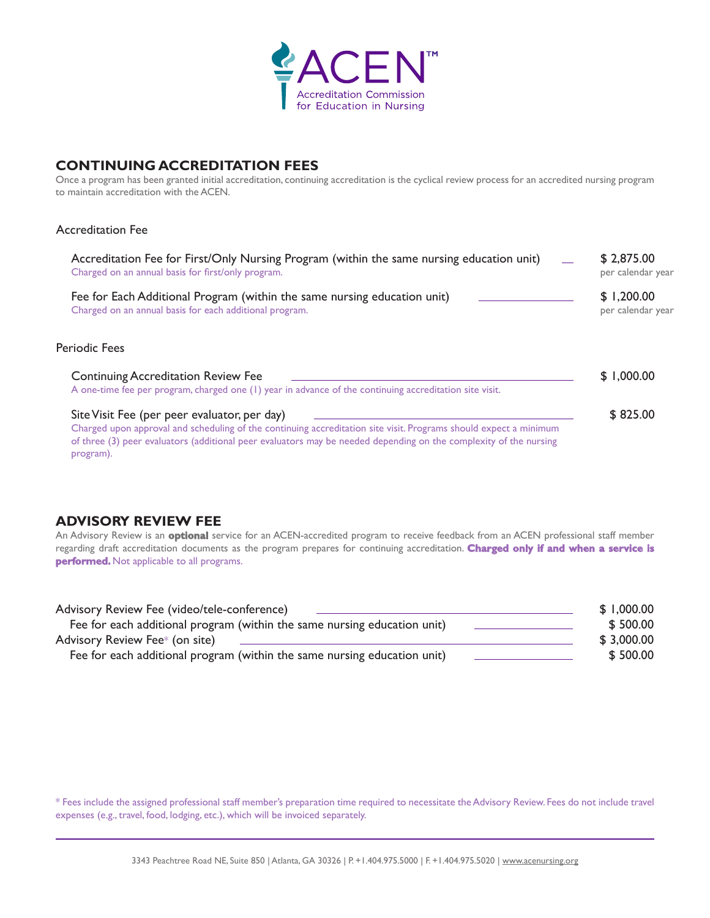ACEN™

Accreditation Commission for Education in Nursing

## CONTINUING ACCREDITATION FEES

Once a program has been granted initial accreditation, continuing accreditation is the cyclical review process for an accredited nursing program to maintain accreditation with the ACEN.

### Accreditation Fee

| Fee | Amount |
|---|---|
| Accreditation Fee for First/Only Nursing Program (within the same nursing education unit)<br>Charged on an annual basis for first/only program. | $ 2,875.00<br>per calendar year |
| Fee for Each Additional Program (within the same nursing education unit)<br>Charged on an annual basis for each additional program. | $ 1,200.00<br>per calendar year |

### Periodic Fees

| Fee | Amount |
|---|---|
| Continuing Accreditation Review Fee<br>A one-time fee per program, charged one (1) year in advance of the continuing accreditation site visit. | $ 1,000.00 |
| Site Visit Fee (per peer evaluator, per day)<br>Charged upon approval and scheduling of the continuing accreditation site visit. Programs should expect a minimum of three (3) peer evaluators (additional peer evaluators may be needed depending on the complexity of the nursing program). | $ 825.00 |

## ADVISORY REVIEW FEE

An Advisory Review is an **optional** service for an ACEN-accredited program to receive feedback from an ACEN professional staff member regarding draft accreditation documents as the program prepares for continuing accreditation. **Charged only if and when a service is performed.** Not applicable to all programs.

| Fee | Amount |
|---|---|
| Advisory Review Fee (video/tele-conference) | $ 1,000.00 |
| Fee for each additional program (within the same nursing education unit) | $ 500.00 |
| Advisory Review Fee* (on site) | $ 3,000.00 |
| Fee for each additional program (within the same nursing education unit) | $ 500.00 |

* Fees include the assigned professional staff member's preparation time required to necessitate the Advisory Review. Fees do not include travel expenses (e.g., travel, food, lodging, etc.), which will be invoiced separately.

3343 Peachtree Road NE, Suite 850 | Atlanta, GA 30326 | P. +1.404.975.5000 | F. +1.404.975.5020 | www.acenursing.org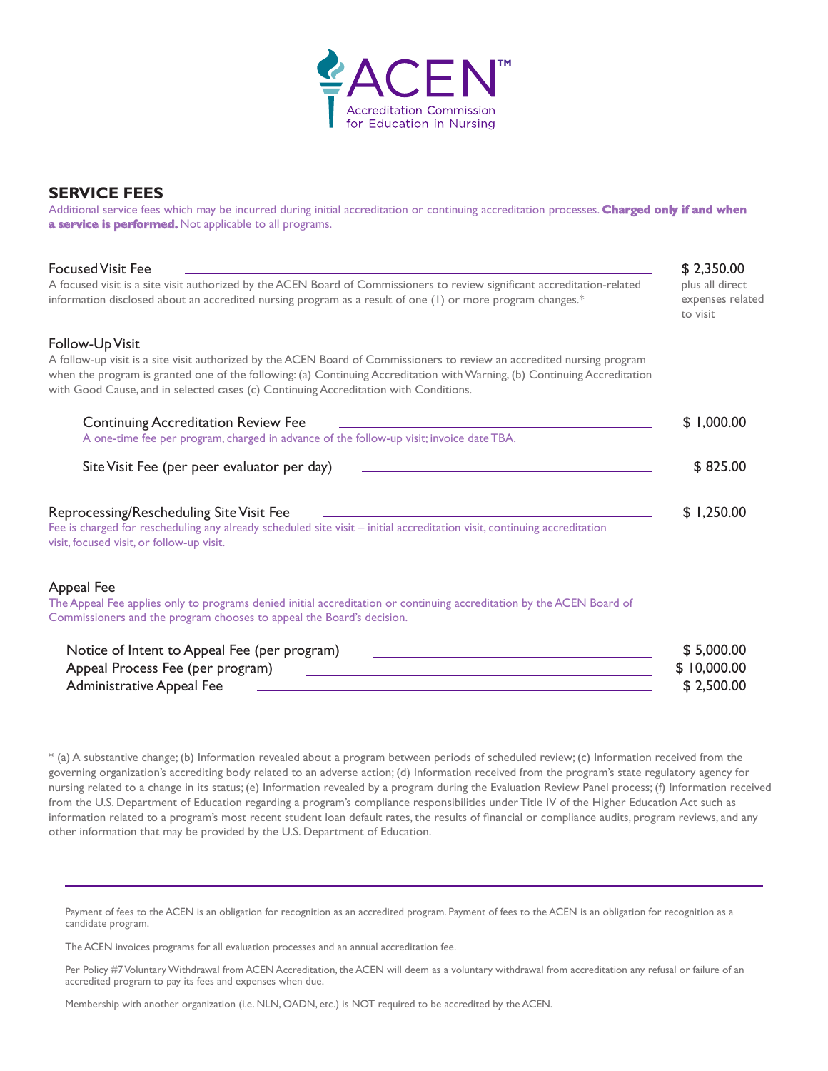ACEN™

Accreditation Commission for Education in Nursing

## SERVICE FEES

Additional service fees which may be incurred during initial accreditation or continuing accreditation processes. **Charged only if and when a service is performed.** Not applicable to all programs.

### Focused Visit Fee — $ 2,350.00 plus all direct expenses related to visit

A focused visit is a site visit authorized by the ACEN Board of Commissioners to review significant accreditation-related information disclosed about an accredited nursing program as a result of one (1) or more program changes.*

### Follow-Up Visit

A follow-up visit is a site visit authorized by the ACEN Board of Commissioners to review an accredited nursing program when the program is granted one of the following: (a) Continuing Accreditation with Warning, (b) Continuing Accreditation with Good Cause, and in selected cases (c) Continuing Accreditation with Conditions.

Continuing Accreditation Review Fee — $ 1,000.00

A one-time fee per program, charged in advance of the follow-up visit; invoice date TBA.

Site Visit Fee (per peer evaluator per day) — $ 825.00

### Reprocessing/Rescheduling Site Visit Fee — $ 1,250.00

Fee is charged for rescheduling any already scheduled site visit – initial accreditation visit, continuing accreditation visit, focused visit, or follow-up visit.

### Appeal Fee

The Appeal Fee applies only to programs denied initial accreditation or continuing accreditation by the ACEN Board of Commissioners and the program chooses to appeal the Board's decision.

| | |
|---|---|
| Notice of Intent to Appeal Fee (per program) | $ 5,000.00 |
| Appeal Process Fee (per program) | $ 10,000.00 |
| Administrative Appeal Fee | $ 2,500.00 |

* (a) A substantive change; (b) Information revealed about a program between periods of scheduled review; (c) Information received from the governing organization's accrediting body related to an adverse action; (d) Information received from the program's state regulatory agency for nursing related to a change in its status; (e) Information revealed by a program during the Evaluation Review Panel process; (f) Information received from the U.S. Department of Education regarding a program's compliance responsibilities under Title IV of the Higher Education Act such as information related to a program's most recent student loan default rates, the results of financial or compliance audits, program reviews, and any other information that may be provided by the U.S. Department of Education.

---

Payment of fees to the ACEN is an obligation for recognition as an accredited program. Payment of fees to the ACEN is an obligation for recognition as a candidate program.

The ACEN invoices programs for all evaluation processes and an annual accreditation fee.

Per Policy #7 Voluntary Withdrawal from ACEN Accreditation, the ACEN will deem as a voluntary withdrawal from accreditation any refusal or failure of an accredited program to pay its fees and expenses when due.

Membership with another organization (i.e. NLN, OADN, etc.) is NOT required to be accredited by the ACEN.